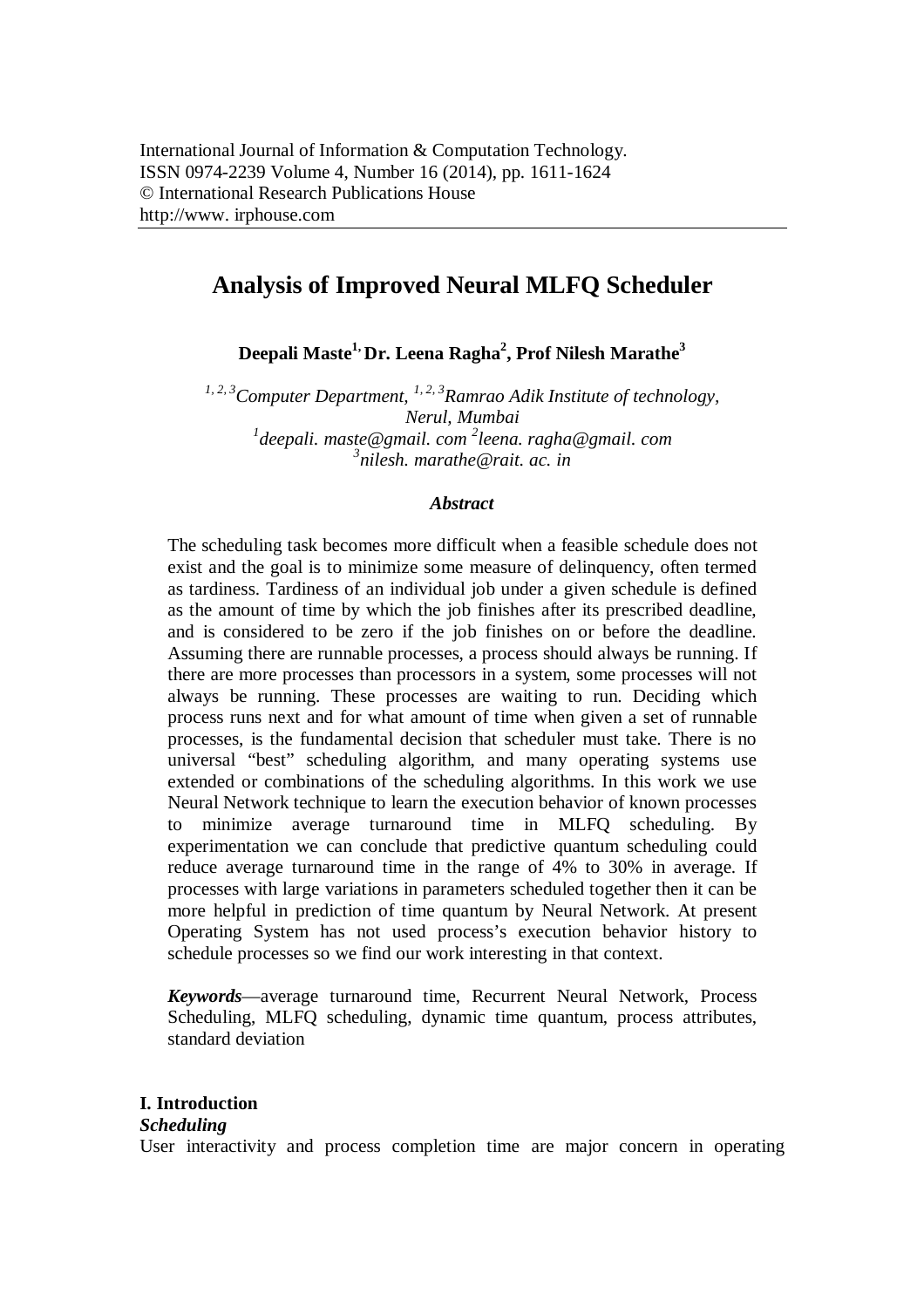International Journal of Information & Computation Technology.
ISSN 0974-2239 Volume 4, Number 16 (2014), pp. 1611-1624
© International Research Publications House
http://www. irphouse.com

# Analysis of Improved Neural MLFQ Scheduler

**Deepali Maste[1], Dr. Leena Ragha[2], Prof Nilesh Marathe[3]**

*[1, 2, 3]Computer Department, [1, 2, 3]Ramrao Adik Institute of technology, Nerul, Mumbai*
*[1]deepali. maste@gmail. com [2]leena. ragha@gmail. com*
*[3]nilesh. marathe@rait. ac. in*

### *Abstract*

The scheduling task becomes more difficult when a feasible schedule does not exist and the goal is to minimize some measure of delinquency, often termed as tardiness. Tardiness of an individual job under a given schedule is defined as the amount of time by which the job finishes after its prescribed deadline, and is considered to be zero if the job finishes on or before the deadline. Assuming there are runnable processes, a process should always be running. If there are more processes than processors in a system, some processes will not always be running. These processes are waiting to run. Deciding which process runs next and for what amount of time when given a set of runnable processes, is the fundamental decision that scheduler must take. There is no universal "best" scheduling algorithm, and many operating systems use extended or combinations of the scheduling algorithms. In this work we use Neural Network technique to learn the execution behavior of known processes to minimize average turnaround time in MLFQ scheduling. By experimentation we can conclude that predictive quantum scheduling could reduce average turnaround time in the range of 4% to 30% in average. If processes with large variations in parameters scheduled together then it can be more helpful in prediction of time quantum by Neural Network. At present Operating System has not used process's execution behavior history to schedule processes so we find our work interesting in that context.

***Keywords***—average turnaround time, Recurrent Neural Network, Process Scheduling, MLFQ scheduling, dynamic time quantum, process attributes, standard deviation

## I. Introduction

### *Scheduling*

User interactivity and process completion time are major concern in operating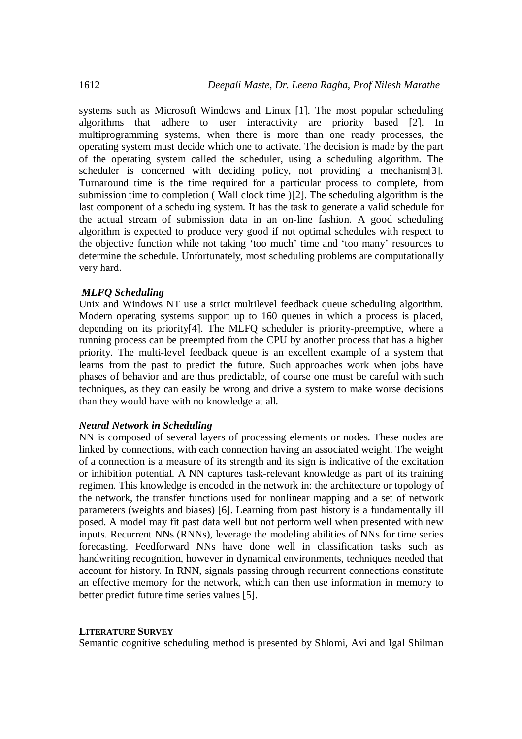systems such as Microsoft Windows and Linux [1]. The most popular scheduling algorithms that adhere to user interactivity are priority based [2]. In multiprogramming systems, when there is more than one ready processes, the operating system must decide which one to activate. The decision is made by the part of the operating system called the scheduler, using a scheduling algorithm. The scheduler is concerned with deciding policy, not providing a mechanism[3]. Turnaround time is the time required for a particular process to complete, from submission time to completion ( Wall clock time )[2]. The scheduling algorithm is the last component of a scheduling system. It has the task to generate a valid schedule for the actual stream of submission data in an on-line fashion. A good scheduling algorithm is expected to produce very good if not optimal schedules with respect to the objective function while not taking 'too much' time and 'too many' resources to determine the schedule. Unfortunately, most scheduling problems are computationally very hard.

### *MLFQ Scheduling*

Unix and Windows NT use a strict multilevel feedback queue scheduling algorithm. Modern operating systems support up to 160 queues in which a process is placed, depending on its priority[4]. The MLFQ scheduler is priority-preemptive, where a running process can be preempted from the CPU by another process that has a higher priority. The multi-level feedback queue is an excellent example of a system that learns from the past to predict the future. Such approaches work when jobs have phases of behavior and are thus predictable, of course one must be careful with such techniques, as they can easily be wrong and drive a system to make worse decisions than they would have with no knowledge at all.

### *Neural Network in Scheduling*

NN is composed of several layers of processing elements or nodes. These nodes are linked by connections, with each connection having an associated weight. The weight of a connection is a measure of its strength and its sign is indicative of the excitation or inhibition potential. A NN captures task-relevant knowledge as part of its training regimen. This knowledge is encoded in the network in: the architecture or topology of the network, the transfer functions used for nonlinear mapping and a set of network parameters (weights and biases) [6]. Learning from past history is a fundamentally ill posed. A model may fit past data well but not perform well when presented with new inputs. Recurrent NNs (RNNs), leverage the modeling abilities of NNs for time series forecasting. Feedforward NNs have done well in classification tasks such as handwriting recognition, however in dynamical environments, techniques needed that account for history. In RNN, signals passing through recurrent connections constitute an effective memory for the network, which can then use information in memory to better predict future time series values [5].

## LITERATURE SURVEY

Semantic cognitive scheduling method is presented by Shlomi, Avi and Igal Shilman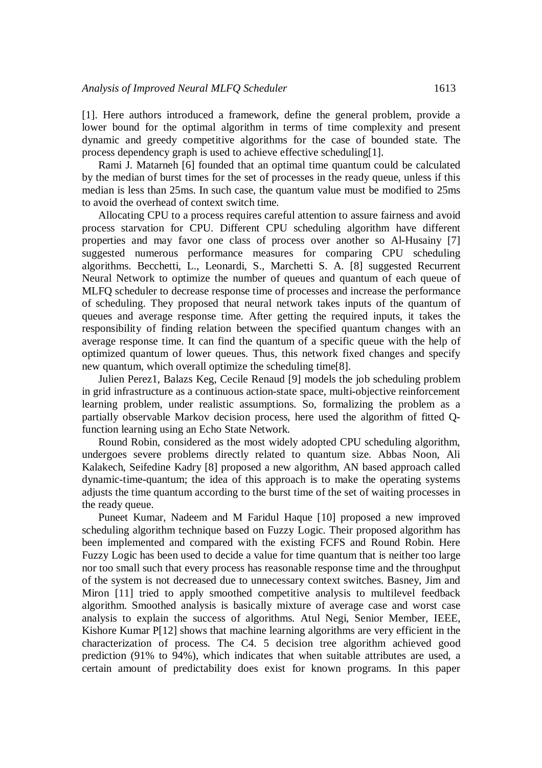[1]. Here authors introduced a framework, define the general problem, provide a lower bound for the optimal algorithm in terms of time complexity and present dynamic and greedy competitive algorithms for the case of bounded state. The process dependency graph is used to achieve effective scheduling[1].

Rami J. Matarneh [6] founded that an optimal time quantum could be calculated by the median of burst times for the set of processes in the ready queue, unless if this median is less than 25ms. In such case, the quantum value must be modified to 25ms to avoid the overhead of context switch time.

Allocating CPU to a process requires careful attention to assure fairness and avoid process starvation for CPU. Different CPU scheduling algorithm have different properties and may favor one class of process over another so Al-Husainy [7] suggested numerous performance measures for comparing CPU scheduling algorithms. Becchetti, L., Leonardi, S., Marchetti S. A. [8] suggested Recurrent Neural Network to optimize the number of queues and quantum of each queue of MLFQ scheduler to decrease response time of processes and increase the performance of scheduling. They proposed that neural network takes inputs of the quantum of queues and average response time. After getting the required inputs, it takes the responsibility of finding relation between the specified quantum changes with an average response time. It can find the quantum of a specific queue with the help of optimized quantum of lower queues. Thus, this network fixed changes and specify new quantum, which overall optimize the scheduling time[8].

Julien Perez1, Balazs Keg, Cecile Renaud [9] models the job scheduling problem in grid infrastructure as a continuous action-state space, multi-objective reinforcement learning problem, under realistic assumptions. So, formalizing the problem as a partially observable Markov decision process, here used the algorithm of fitted Q-function learning using an Echo State Network.

Round Robin, considered as the most widely adopted CPU scheduling algorithm, undergoes severe problems directly related to quantum size. Abbas Noon, Ali Kalakech, Seifedine Kadry [8] proposed a new algorithm, AN based approach called dynamic-time-quantum; the idea of this approach is to make the operating systems adjusts the time quantum according to the burst time of the set of waiting processes in the ready queue.

Puneet Kumar, Nadeem and M Faridul Haque [10] proposed a new improved scheduling algorithm technique based on Fuzzy Logic. Their proposed algorithm has been implemented and compared with the existing FCFS and Round Robin. Here Fuzzy Logic has been used to decide a value for time quantum that is neither too large nor too small such that every process has reasonable response time and the throughput of the system is not decreased due to unnecessary context switches. Basney, Jim and Miron [11] tried to apply smoothed competitive analysis to multilevel feedback algorithm. Smoothed analysis is basically mixture of average case and worst case analysis to explain the success of algorithms. Atul Negi, Senior Member, IEEE, Kishore Kumar P[12] shows that machine learning algorithms are very efficient in the characterization of process. The C4. 5 decision tree algorithm achieved good prediction (91% to 94%), which indicates that when suitable attributes are used, a certain amount of predictability does exist for known programs. In this paper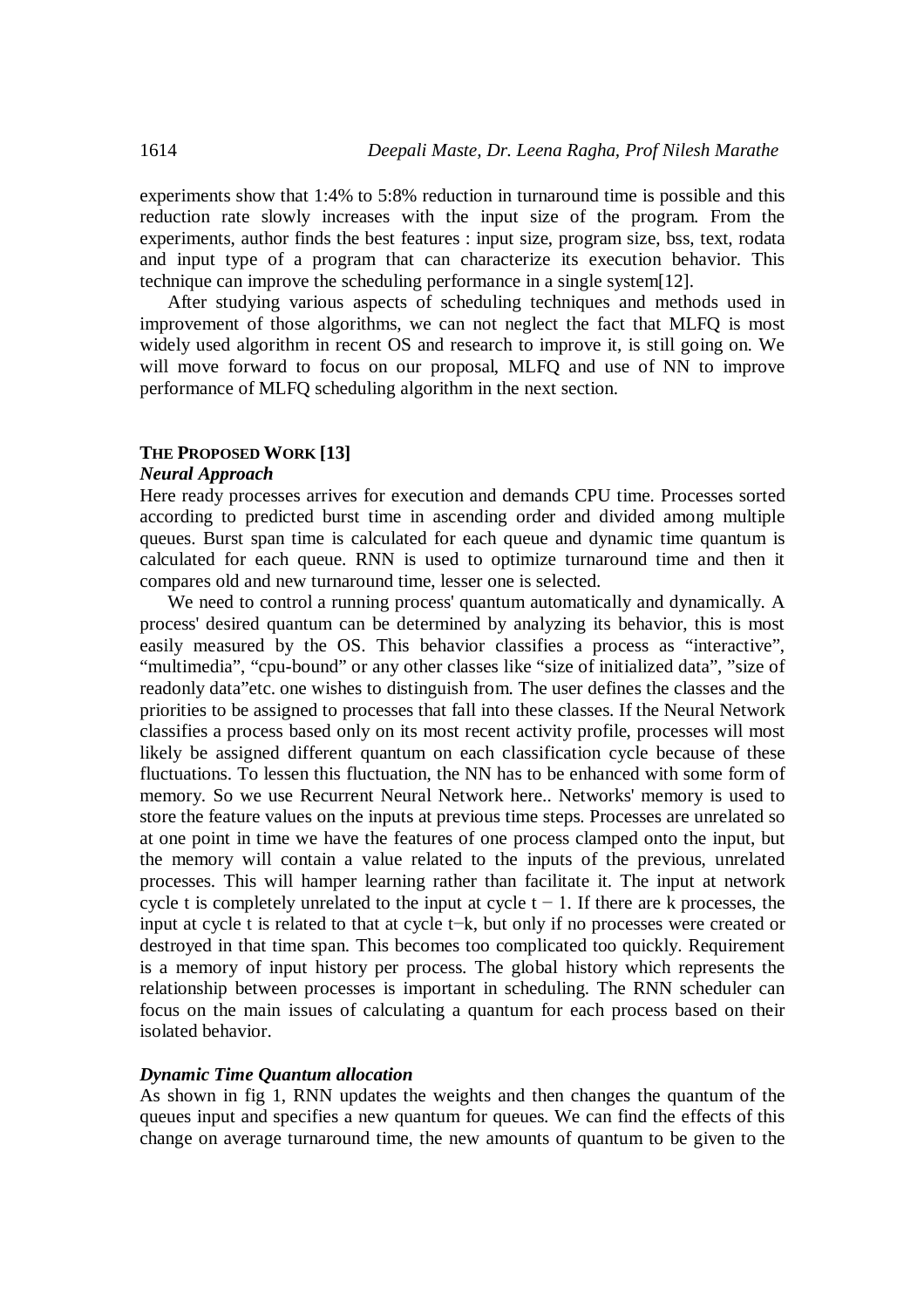experiments show that 1:4% to 5:8% reduction in turnaround time is possible and this reduction rate slowly increases with the input size of the program. From the experiments, author finds the best features : input size, program size, bss, text, rodata and input type of a program that can characterize its execution behavior. This technique can improve the scheduling performance in a single system[12].

After studying various aspects of scheduling techniques and methods used in improvement of those algorithms, we can not neglect the fact that MLFQ is most widely used algorithm in recent OS and research to improve it, is still going on. We will move forward to focus on our proposal, MLFQ and use of NN to improve performance of MLFQ scheduling algorithm in the next section.

## THE PROPOSED WORK [13]

### *Neural Approach*

Here ready processes arrives for execution and demands CPU time. Processes sorted according to predicted burst time in ascending order and divided among multiple queues. Burst span time is calculated for each queue and dynamic time quantum is calculated for each queue. RNN is used to optimize turnaround time and then it compares old and new turnaround time, lesser one is selected.

We need to control a running process' quantum automatically and dynamically. A process' desired quantum can be determined by analyzing its behavior, this is most easily measured by the OS. This behavior classifies a process as "interactive", "multimedia", "cpu-bound" or any other classes like "size of initialized data", "size of readonly data"etc. one wishes to distinguish from. The user defines the classes and the priorities to be assigned to processes that fall into these classes. If the Neural Network classifies a process based only on its most recent activity profile, processes will most likely be assigned different quantum on each classification cycle because of these fluctuations. To lessen this fluctuation, the NN has to be enhanced with some form of memory. So we use Recurrent Neural Network here.. Networks' memory is used to store the feature values on the inputs at previous time steps. Processes are unrelated so at one point in time we have the features of one process clamped onto the input, but the memory will contain a value related to the inputs of the previous, unrelated processes. This will hamper learning rather than facilitate it. The input at network cycle t is completely unrelated to the input at cycle $t - 1$. If there are k processes, the input at cycle t is related to that at cycle $t-k$, but only if no processes were created or destroyed in that time span. This becomes too complicated too quickly. Requirement is a memory of input history per process. The global history which represents the relationship between processes is important in scheduling. The RNN scheduler can focus on the main issues of calculating a quantum for each process based on their isolated behavior.

### *Dynamic Time Quantum allocation*

As shown in fig 1, RNN updates the weights and then changes the quantum of the queues input and specifies a new quantum for queues. We can find the effects of this change on average turnaround time, the new amounts of quantum to be given to the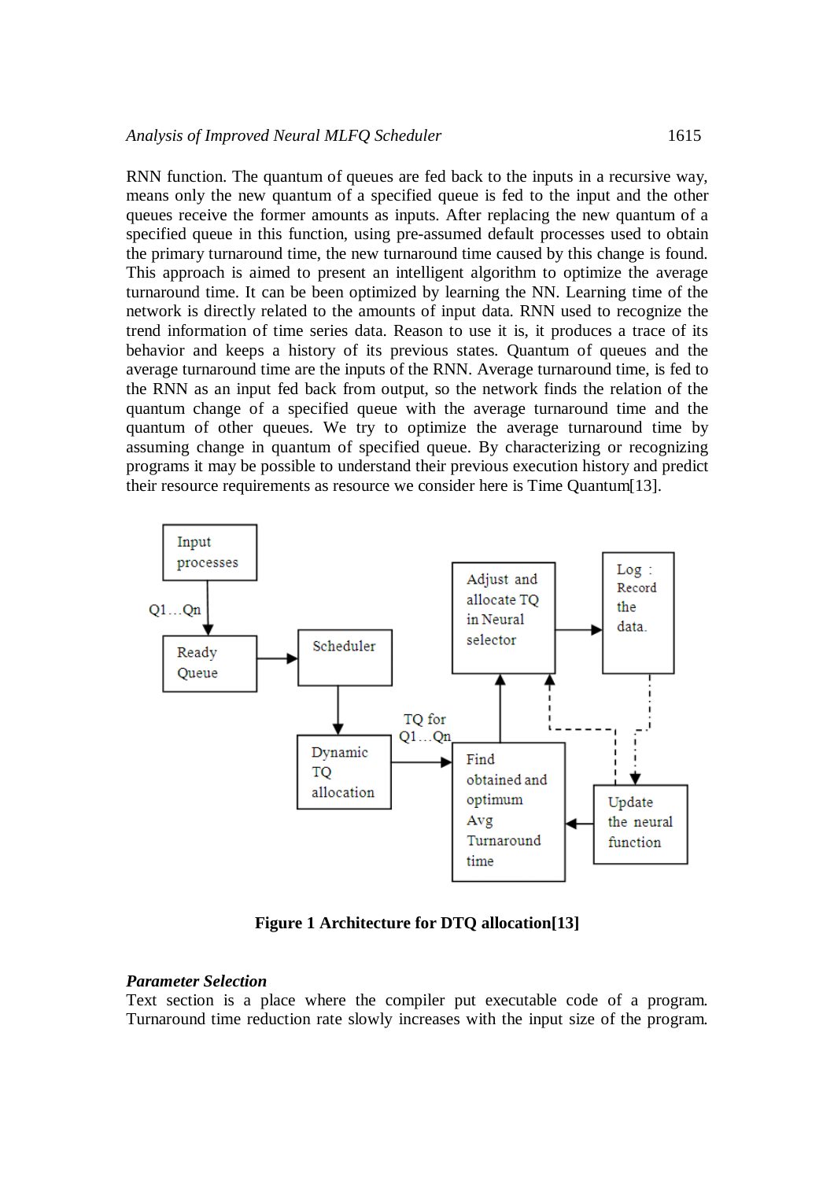RNN function. The quantum of queues are fed back to the inputs in a recursive way, means only the new quantum of a specified queue is fed to the input and the other queues receive the former amounts as inputs. After replacing the new quantum of a specified queue in this function, using pre-assumed default processes used to obtain the primary turnaround time, the new turnaround time caused by this change is found. This approach is aimed to present an intelligent algorithm to optimize the average turnaround time. It can be been optimized by learning the NN. Learning time of the network is directly related to the amounts of input data. RNN used to recognize the trend information of time series data. Reason to use it is, it produces a trace of its behavior and keeps a history of its previous states. Quantum of queues and the average turnaround time are the inputs of the RNN. Average turnaround time, is fed to the RNN as an input fed back from output, so the network finds the relation of the quantum change of a specified queue with the average turnaround time and the quantum of other queues. We try to optimize the average turnaround time by assuming change in quantum of specified queue. By characterizing or recognizing programs it may be possible to understand their previous execution history and predict their resource requirements as resource we consider here is Time Quantum[13].

Input processes

Q1…Qn

Ready Queue

Scheduler

Dynamic TQ allocation

TQ for Q1…Qn

Find obtained and optimum Avg Turnaround time

Adjust and allocate TQ in Neural selector

Log : Record the data.

Update the neural function

**Figure 1 Architecture for DTQ allocation[13]**

***Parameter Selection***

Text section is a place where the compiler put executable code of a program. Turnaround time reduction rate slowly increases with the input size of the program.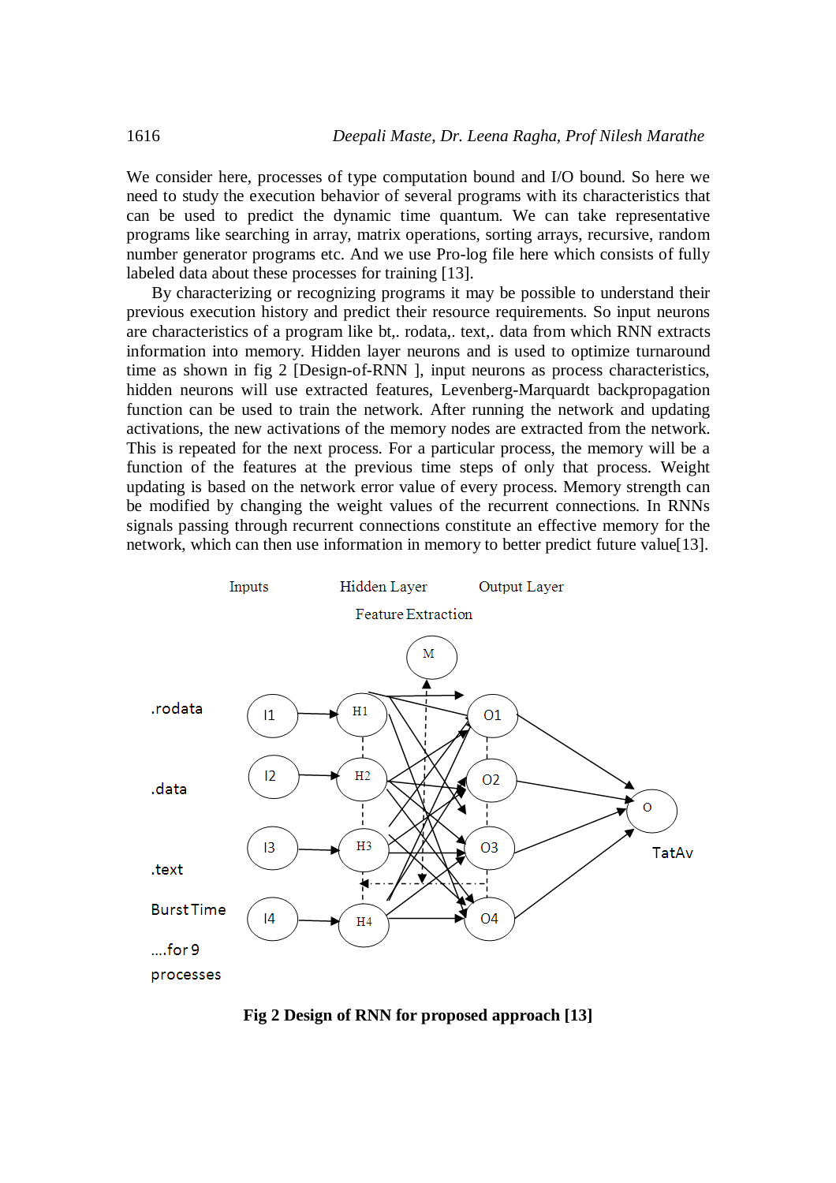We consider here, processes of type computation bound and I/O bound. So here we need to study the execution behavior of several programs with its characteristics that can be used to predict the dynamic time quantum. We can take representative programs like searching in array, matrix operations, sorting arrays, recursive, random number generator programs etc. And we use Pro-log file here which consists of fully labeled data about these processes for training [13].

By characterizing or recognizing programs it may be possible to understand their previous execution history and predict their resource requirements. So input neurons are characteristics of a program like bt,. rodata,. text,. data from which RNN extracts information into memory. Hidden layer neurons and is used to optimize turnaround time as shown in fig 2 [Design-of-RNN ], input neurons as process characteristics, hidden neurons will use extracted features, Levenberg-Marquardt backpropagation function can be used to train the network. After running the network and updating activations, the new activations of the memory nodes are extracted from the network. This is repeated for the next process. For a particular process, the memory will be a function of the features at the previous time steps of only that process. Weight updating is based on the network error value of every process. Memory strength can be modified by changing the weight values of the recurrent connections. In RNNs signals passing through recurrent connections constitute an effective memory for the network, which can then use information in memory to better predict future value[13].

Inputs Hidden Layer Output Layer

Feature Extraction

M

.rodata I1 H1 O1

.data I2 H2 O2 O

.text I3 H3 O3 TatAv

BurstTime I4 H4 O4

....for 9 processes

**Fig 2 Design of RNN for proposed approach [13]**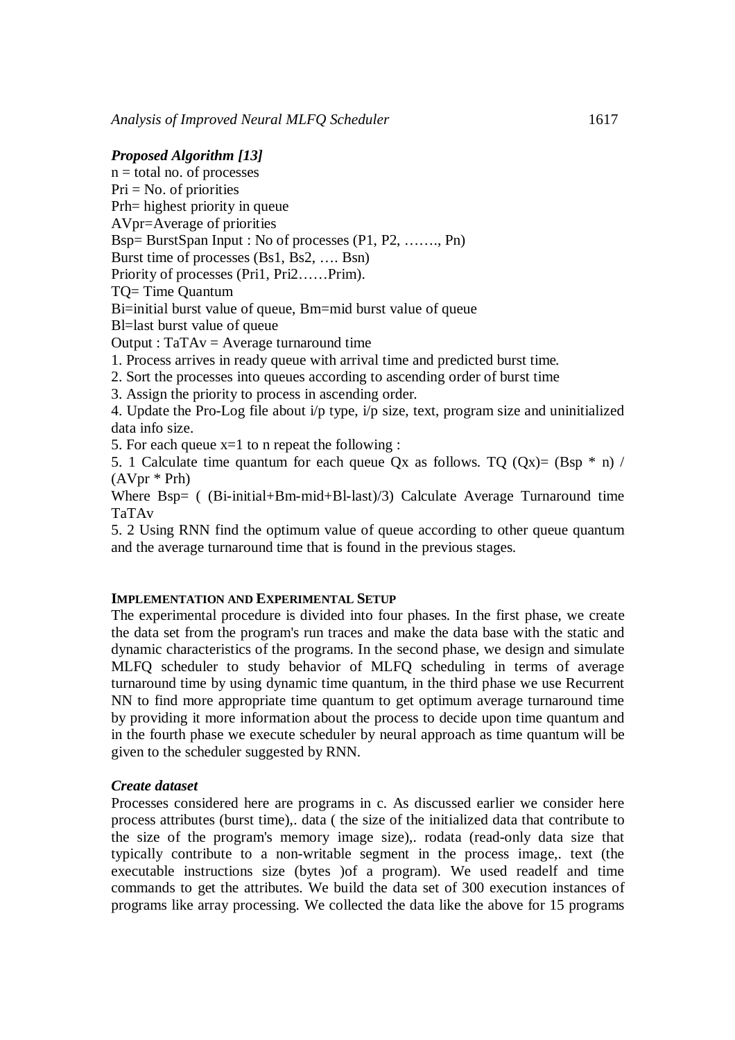### *Proposed Algorithm [13]*

n = total no. of processes
Pri = No. of priorities
Prh= highest priority in queue
AVpr=Average of priorities
Bsp= BurstSpan Input : No of processes (P1, P2, ……., Pn)
Burst time of processes (Bs1, Bs2, …. Bsn)
Priority of processes (Pri1, Pri2……Prim).
TQ= Time Quantum
Bi=initial burst value of queue, Bm=mid burst value of queue
Bl=last burst value of queue
Output : TaTAv = Average turnaround time

1. Process arrives in ready queue with arrival time and predicted burst time.
2. Sort the processes into queues according to ascending order of burst time
3. Assign the priority to process in ascending order.
4. Update the Pro-Log file about i/p type, i/p size, text, program size and uninitialized data info size.
5. For each queue x=1 to n repeat the following :

5. 1 Calculate time quantum for each queue Qx as follows. TQ (Qx)= (Bsp * n) / (AVpr * Prh)

Where Bsp= ( (Bi-initial+Bm-mid+Bl-last)/3) Calculate Average Turnaround time TaTAv

5. 2 Using RNN find the optimum value of queue according to other queue quantum and the average turnaround time that is found in the previous stages.

## IMPLEMENTATION AND EXPERIMENTAL SETUP

The experimental procedure is divided into four phases. In the first phase, we create the data set from the program's run traces and make the data base with the static and dynamic characteristics of the programs. In the second phase, we design and simulate MLFQ scheduler to study behavior of MLFQ scheduling in terms of average turnaround time by using dynamic time quantum, in the third phase we use Recurrent NN to find more appropriate time quantum to get optimum average turnaround time by providing it more information about the process to decide upon time quantum and in the fourth phase we execute scheduler by neural approach as time quantum will be given to the scheduler suggested by RNN.

### *Create dataset*

Processes considered here are programs in c. As discussed earlier we consider here process attributes (burst time),. data ( the size of the initialized data that contribute to the size of the program's memory image size),. rodata (read-only data size that typically contribute to a non-writable segment in the process image,. text (the executable instructions size (bytes )of a program). We used readelf and time commands to get the attributes. We build the data set of 300 execution instances of programs like array processing. We collected the data like the above for 15 programs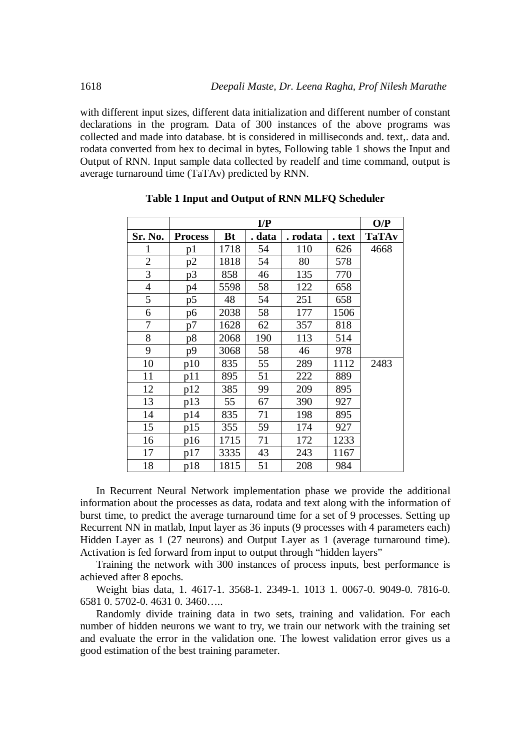with different input sizes, different data initialization and different number of constant declarations in the program. Data of 300 instances of the above programs was collected and made into database. bt is considered in milliseconds and. text,. data and. rodata converted from hex to decimal in bytes, Following table 1 shows the Input and Output of RNN. Input sample data collected by readelf and time command, output is average turnaround time (TaTAv) predicted by RNN.

**Table 1 Input and Output of RNN MLFQ Scheduler**

| | I/P | | | | | O/P |
|---|---|---|---|---|---|---|
| **Sr. No.** | **Process** | **Bt** | **. data** | **. rodata** | **. text** | **TaTAv** |
| 1 | p1 | 1718 | 54 | 110 | 626 | 4668 |
| 2 | p2 | 1818 | 54 | 80 | 578 | |
| 3 | p3 | 858 | 46 | 135 | 770 | |
| 4 | p4 | 5598 | 58 | 122 | 658 | |
| 5 | p5 | 48 | 54 | 251 | 658 | |
| 6 | p6 | 2038 | 58 | 177 | 1506 | |
| 7 | p7 | 1628 | 62 | 357 | 818 | |
| 8 | p8 | 2068 | 190 | 113 | 514 | |
| 9 | p9 | 3068 | 58 | 46 | 978 | |
| 10 | p10 | 835 | 55 | 289 | 1112 | 2483 |
| 11 | p11 | 895 | 51 | 222 | 889 | |
| 12 | p12 | 385 | 99 | 209 | 895 | |
| 13 | p13 | 55 | 67 | 390 | 927 | |
| 14 | p14 | 835 | 71 | 198 | 895 | |
| 15 | p15 | 355 | 59 | 174 | 927 | |
| 16 | p16 | 1715 | 71 | 172 | 1233 | |
| 17 | p17 | 3335 | 43 | 243 | 1167 | |
| 18 | p18 | 1815 | 51 | 208 | 984 | |

In Recurrent Neural Network implementation phase we provide the additional information about the processes as data, rodata and text along with the information of burst time, to predict the average turnaround time for a set of 9 processes. Setting up Recurrent NN in matlab, Input layer as 36 inputs (9 processes with 4 parameters each) Hidden Layer as 1 (27 neurons) and Output Layer as 1 (average turnaround time). Activation is fed forward from input to output through "hidden layers"

Training the network with 300 instances of process inputs, best performance is achieved after 8 epochs.

Weight bias data, 1. 4617-1. 3568-1. 2349-1. 1013 1. 0067-0. 9049-0. 7816-0. 6581 0. 5702-0. 4631 0. 3460…..

Randomly divide training data in two sets, training and validation. For each number of hidden neurons we want to try, we train our network with the training set and evaluate the error in the validation one. The lowest validation error gives us a good estimation of the best training parameter.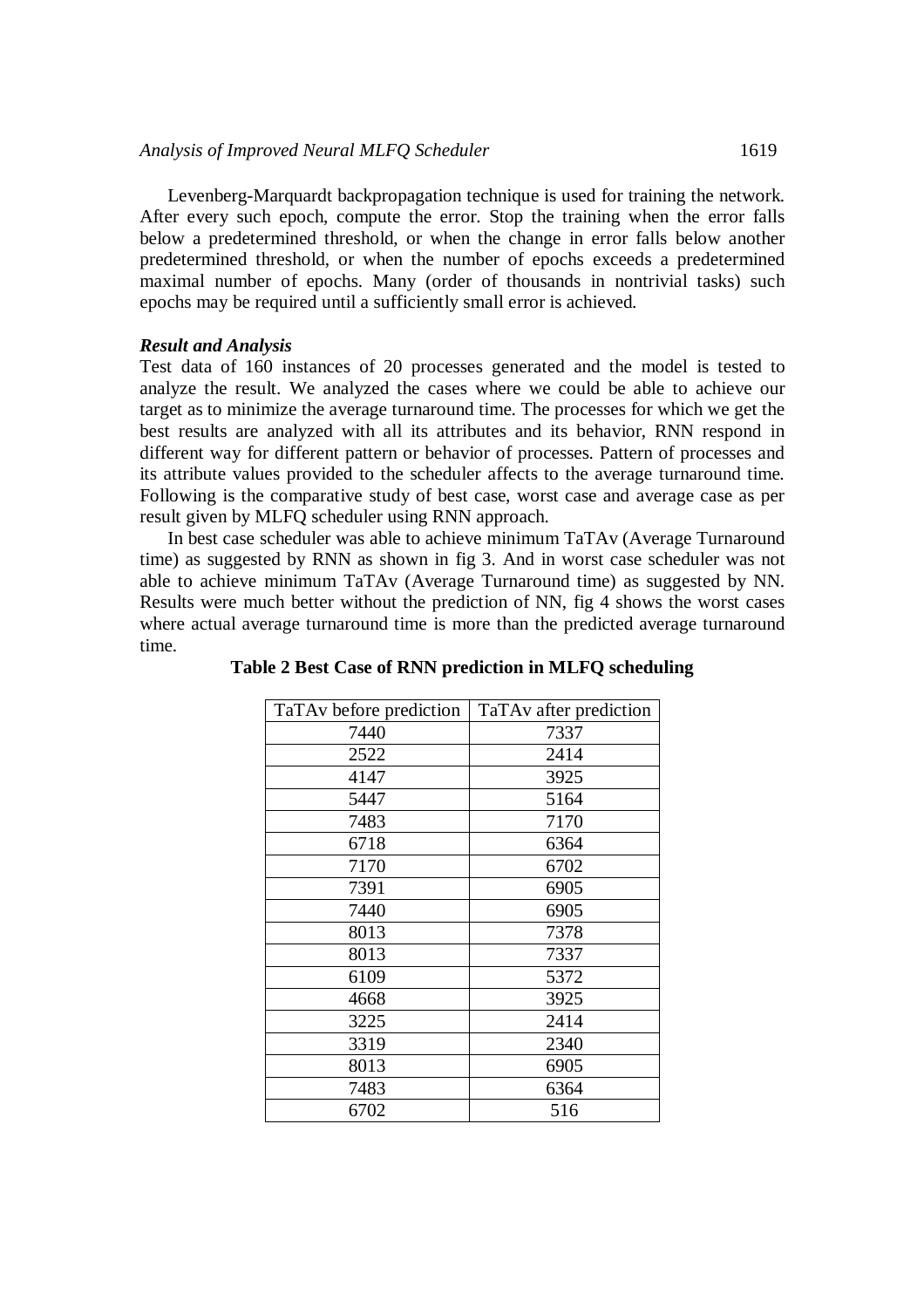Levenberg-Marquardt backpropagation technique is used for training the network. After every such epoch, compute the error. Stop the training when the error falls below a predetermined threshold, or when the change in error falls below another predetermined threshold, or when the number of epochs exceeds a predetermined maximal number of epochs. Many (order of thousands in nontrivial tasks) such epochs may be required until a sufficiently small error is achieved.

### *Result and Analysis*

Test data of 160 instances of 20 processes generated and the model is tested to analyze the result. We analyzed the cases where we could be able to achieve our target as to minimize the average turnaround time. The processes for which we get the best results are analyzed with all its attributes and its behavior, RNN respond in different way for different pattern or behavior of processes. Pattern of processes and its attribute values provided to the scheduler affects to the average turnaround time. Following is the comparative study of best case, worst case and average case as per result given by MLFQ scheduler using RNN approach.

In best case scheduler was able to achieve minimum TaTAv (Average Turnaround time) as suggested by RNN as shown in fig 3. And in worst case scheduler was not able to achieve minimum TaTAv (Average Turnaround time) as suggested by NN. Results were much better without the prediction of NN, fig 4 shows the worst cases where actual average turnaround time is more than the predicted average turnaround time.

**Table 2 Best Case of RNN prediction in MLFQ scheduling**

| TaTAv before prediction | TaTAv after prediction |
|---|---|
| 7440 | 7337 |
| 2522 | 2414 |
| 4147 | 3925 |
| 5447 | 5164 |
| 7483 | 7170 |
| 6718 | 6364 |
| 7170 | 6702 |
| 7391 | 6905 |
| 7440 | 6905 |
| 8013 | 7378 |
| 8013 | 7337 |
| 6109 | 5372 |
| 4668 | 3925 |
| 3225 | 2414 |
| 3319 | 2340 |
| 8013 | 6905 |
| 7483 | 6364 |
| 6702 | 516 |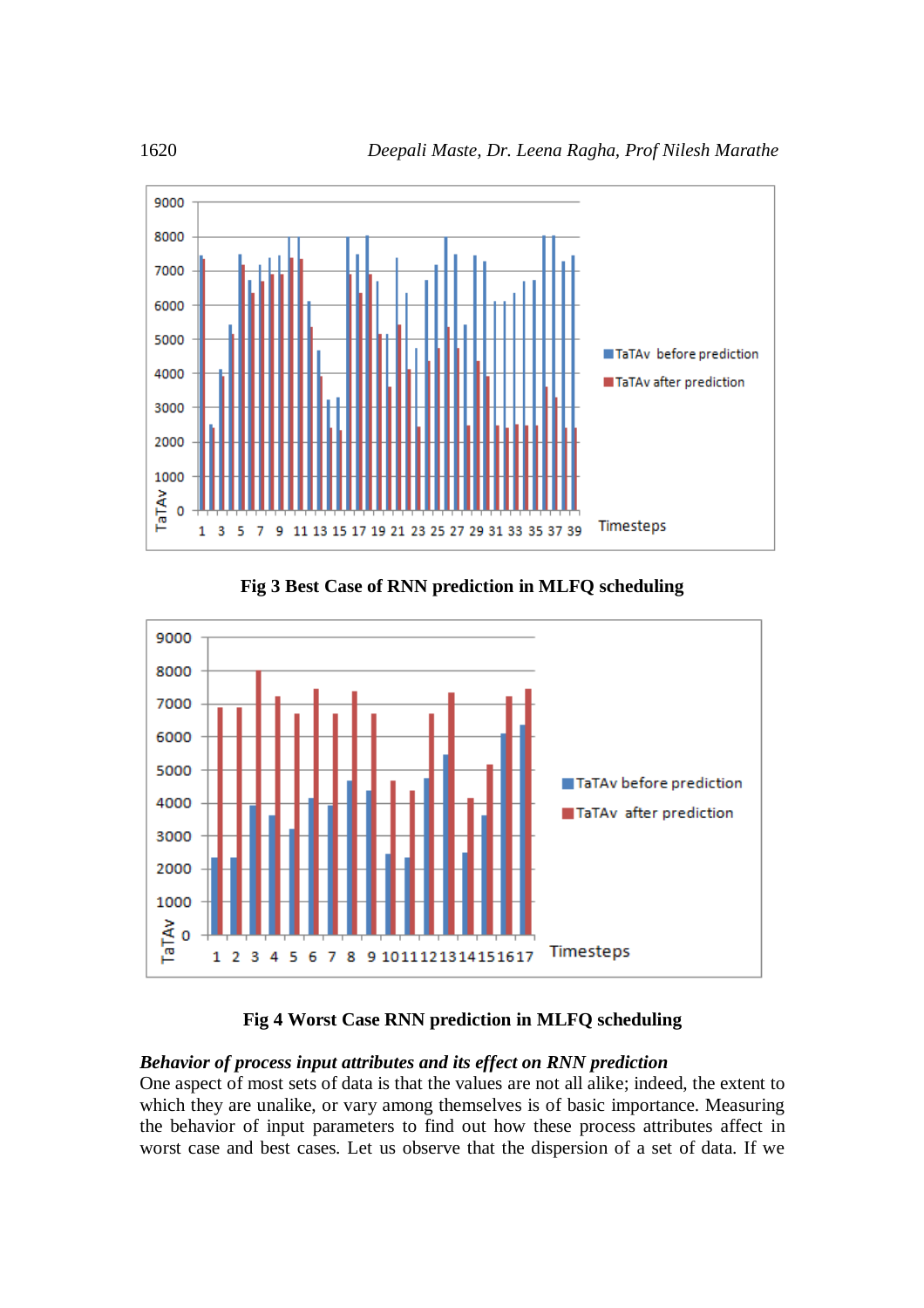Fig 3 Best Case of RNN prediction in MLFQ scheduling

Fig 4 Worst Case RNN prediction in MLFQ scheduling

***Behavior of process input attributes and its effect on RNN prediction***

One aspect of most sets of data is that the values are not all alike; indeed, the extent to which they are unalike, or vary among themselves is of basic importance. Measuring the behavior of input parameters to find out how these process attributes affect in worst case and best cases. Let us observe that the dispersion of a set of data. If we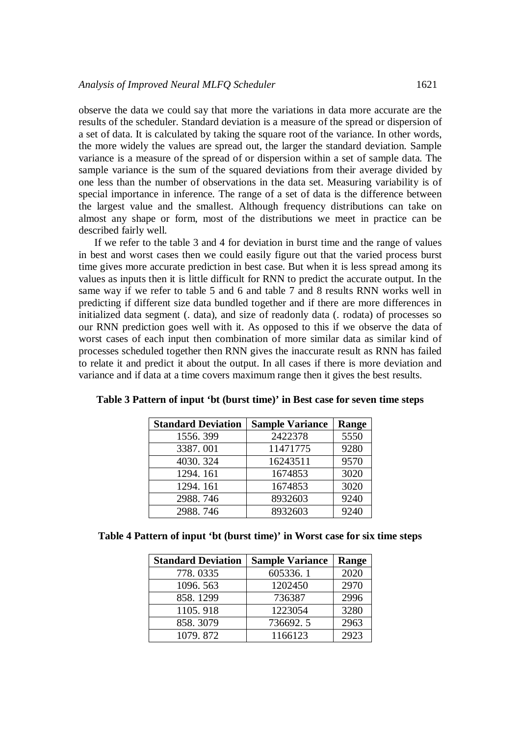observe the data we could say that more the variations in data more accurate are the results of the scheduler. Standard deviation is a measure of the spread or dispersion of a set of data. It is calculated by taking the square root of the variance. In other words, the more widely the values are spread out, the larger the standard deviation. Sample variance is a measure of the spread of or dispersion within a set of sample data. The sample variance is the sum of the squared deviations from their average divided by one less than the number of observations in the data set. Measuring variability is of special importance in inference. The range of a set of data is the difference between the largest value and the smallest. Although frequency distributions can take on almost any shape or form, most of the distributions we meet in practice can be described fairly well.

If we refer to the table 3 and 4 for deviation in burst time and the range of values in best and worst cases then we could easily figure out that the varied process burst time gives more accurate prediction in best case. But when it is less spread among its values as inputs then it is little difficult for RNN to predict the accurate output. In the same way if we refer to table 5 and 6 and table 7 and 8 results RNN works well in predicting if different size data bundled together and if there are more differences in initialized data segment (. data), and size of readonly data (. rodata) of processes so our RNN prediction goes well with it. As opposed to this if we observe the data of worst cases of each input then combination of more similar data as similar kind of processes scheduled together then RNN gives the inaccurate result as RNN has failed to relate it and predict it about the output. In all cases if there is more deviation and variance and if data at a time covers maximum range then it gives the best results.

**Table 3 Pattern of input 'bt (burst time)' in Best case for seven time steps**

| Standard Deviation | Sample Variance | Range |
|---|---|---|
| 1556. 399 | 2422378 | 5550 |
| 3387. 001 | 11471775 | 9280 |
| 4030. 324 | 16243511 | 9570 |
| 1294. 161 | 1674853 | 3020 |
| 1294. 161 | 1674853 | 3020 |
| 2988. 746 | 8932603 | 9240 |
| 2988. 746 | 8932603 | 9240 |

**Table 4 Pattern of input 'bt (burst time)' in Worst case for six time steps**

| Standard Deviation | Sample Variance | Range |
|---|---|---|
| 778. 0335 | 605336. 1 | 2020 |
| 1096. 563 | 1202450 | 2970 |
| 858. 1299 | 736387 | 2996 |
| 1105. 918 | 1223054 | 3280 |
| 858. 3079 | 736692. 5 | 2963 |
| 1079. 872 | 1166123 | 2923 |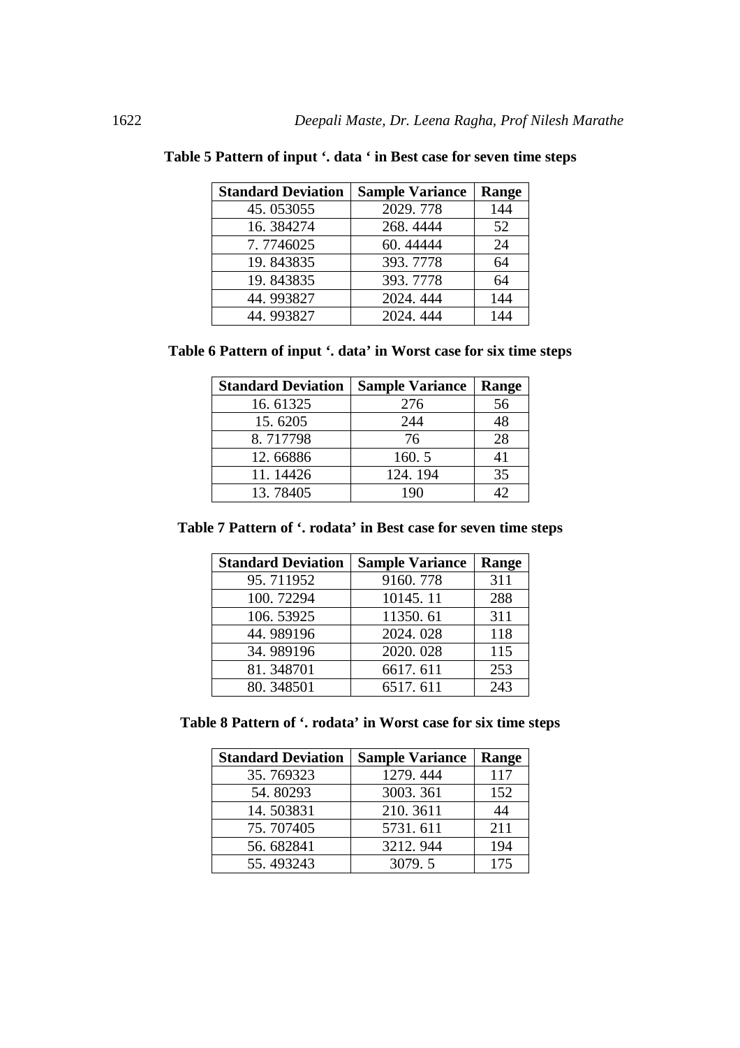**Table 5 Pattern of input '. data ' in Best case for seven time steps**

| Standard Deviation | Sample Variance | Range |
|---|---|---|
| 45. 053055 | 2029. 778 | 144 |
| 16. 384274 | 268. 4444 | 52 |
| 7. 7746025 | 60. 44444 | 24 |
| 19. 843835 | 393. 7778 | 64 |
| 19. 843835 | 393. 7778 | 64 |
| 44. 993827 | 2024. 444 | 144 |
| 44. 993827 | 2024. 444 | 144 |

**Table 6 Pattern of input '. data' in Worst case for six time steps**

| Standard Deviation | Sample Variance | Range |
|---|---|---|
| 16. 61325 | 276 | 56 |
| 15. 6205 | 244 | 48 |
| 8. 717798 | 76 | 28 |
| 12. 66886 | 160. 5 | 41 |
| 11. 14426 | 124. 194 | 35 |
| 13. 78405 | 190 | 42 |

**Table 7 Pattern of '. rodata' in Best case for seven time steps**

| Standard Deviation | Sample Variance | Range |
|---|---|---|
| 95. 711952 | 9160. 778 | 311 |
| 100. 72294 | 10145. 11 | 288 |
| 106. 53925 | 11350. 61 | 311 |
| 44. 989196 | 2024. 028 | 118 |
| 34. 989196 | 2020. 028 | 115 |
| 81. 348701 | 6617. 611 | 253 |
| 80. 348501 | 6517. 611 | 243 |

**Table 8 Pattern of '. rodata' in Worst case for six time steps**

| Standard Deviation | Sample Variance | Range |
|---|---|---|
| 35. 769323 | 1279. 444 | 117 |
| 54. 80293 | 3003. 361 | 152 |
| 14. 503831 | 210. 3611 | 44 |
| 75. 707405 | 5731. 611 | 211 |
| 56. 682841 | 3212. 944 | 194 |
| 55. 493243 | 3079. 5 | 175 |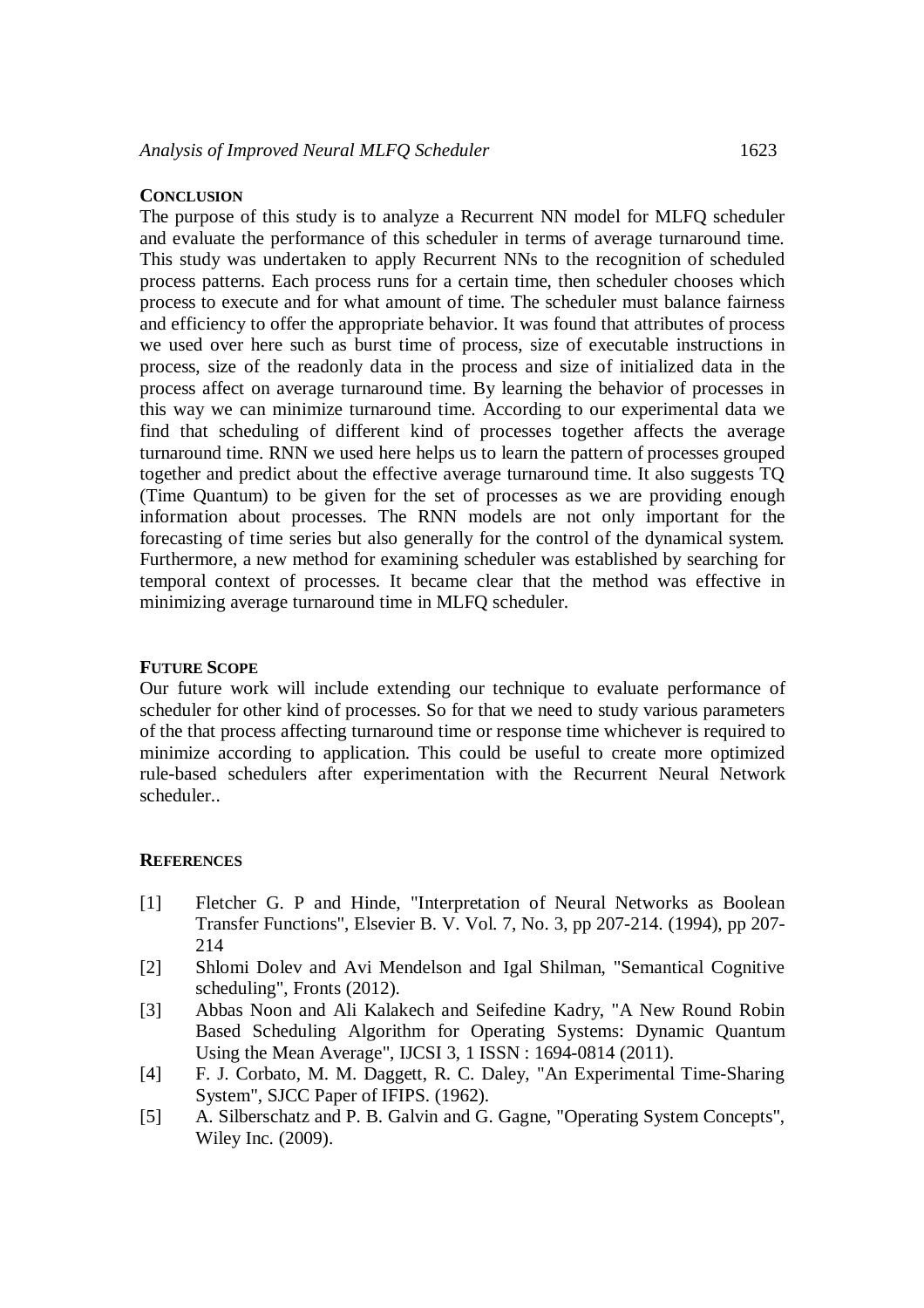## CONCLUSION

The purpose of this study is to analyze a Recurrent NN model for MLFQ scheduler and evaluate the performance of this scheduler in terms of average turnaround time. This study was undertaken to apply Recurrent NNs to the recognition of scheduled process patterns. Each process runs for a certain time, then scheduler chooses which process to execute and for what amount of time. The scheduler must balance fairness and efficiency to offer the appropriate behavior. It was found that attributes of process we used over here such as burst time of process, size of executable instructions in process, size of the readonly data in the process and size of initialized data in the process affect on average turnaround time. By learning the behavior of processes in this way we can minimize turnaround time. According to our experimental data we find that scheduling of different kind of processes together affects the average turnaround time. RNN we used here helps us to learn the pattern of processes grouped together and predict about the effective average turnaround time. It also suggests TQ (Time Quantum) to be given for the set of processes as we are providing enough information about processes. The RNN models are not only important for the forecasting of time series but also generally for the control of the dynamical system. Furthermore, a new method for examining scheduler was established by searching for temporal context of processes. It became clear that the method was effective in minimizing average turnaround time in MLFQ scheduler.

## FUTURE SCOPE

Our future work will include extending our technique to evaluate performance of scheduler for other kind of processes. So for that we need to study various parameters of the that process affecting turnaround time or response time whichever is required to minimize according to application. This could be useful to create more optimized rule-based schedulers after experimentation with the Recurrent Neural Network scheduler..

## REFERENCES

[1] Fletcher G. P and Hinde, "Interpretation of Neural Networks as Boolean Transfer Functions", Elsevier B. V. Vol. 7, No. 3, pp 207-214. (1994), pp 207-214

[2] Shlomi Dolev and Avi Mendelson and Igal Shilman, "Semantical Cognitive scheduling", Fronts (2012).

[3] Abbas Noon and Ali Kalakech and Seifedine Kadry, "A New Round Robin Based Scheduling Algorithm for Operating Systems: Dynamic Quantum Using the Mean Average", IJCSI 3, 1 ISSN : 1694-0814 (2011).

[4] F. J. Corbato, M. M. Daggett, R. C. Daley, "An Experimental Time-Sharing System", SJCC Paper of IFIPS. (1962).

[5] A. Silberschatz and P. B. Galvin and G. Gagne, "Operating System Concepts", Wiley Inc. (2009).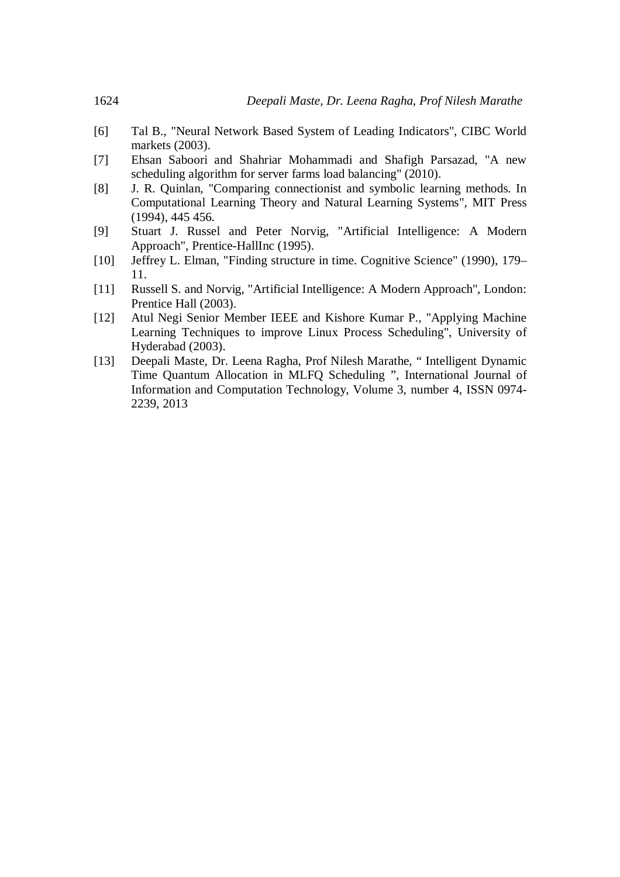[6] Tal B., "Neural Network Based System of Leading Indicators", CIBC World markets (2003).

[7] Ehsan Saboori and Shahriar Mohammadi and Shafigh Parsazad, "A new scheduling algorithm for server farms load balancing" (2010).

[8] J. R. Quinlan, "Comparing connectionist and symbolic learning methods. In Computational Learning Theory and Natural Learning Systems", MIT Press (1994), 445 456.

[9] Stuart J. Russel and Peter Norvig, "Artificial Intelligence: A Modern Approach", Prentice-HallInc (1995).

[10] Jeffrey L. Elman, "Finding structure in time. Cognitive Science" (1990), 179–11.

[11] Russell S. and Norvig, "Artificial Intelligence: A Modern Approach", London: Prentice Hall (2003).

[12] Atul Negi Senior Member IEEE and Kishore Kumar P., "Applying Machine Learning Techniques to improve Linux Process Scheduling", University of Hyderabad (2003).

[13] Deepali Maste, Dr. Leena Ragha, Prof Nilesh Marathe, " Intelligent Dynamic Time Quantum Allocation in MLFQ Scheduling ", International Journal of Information and Computation Technology, Volume 3, number 4, ISSN 0974-2239, 2013